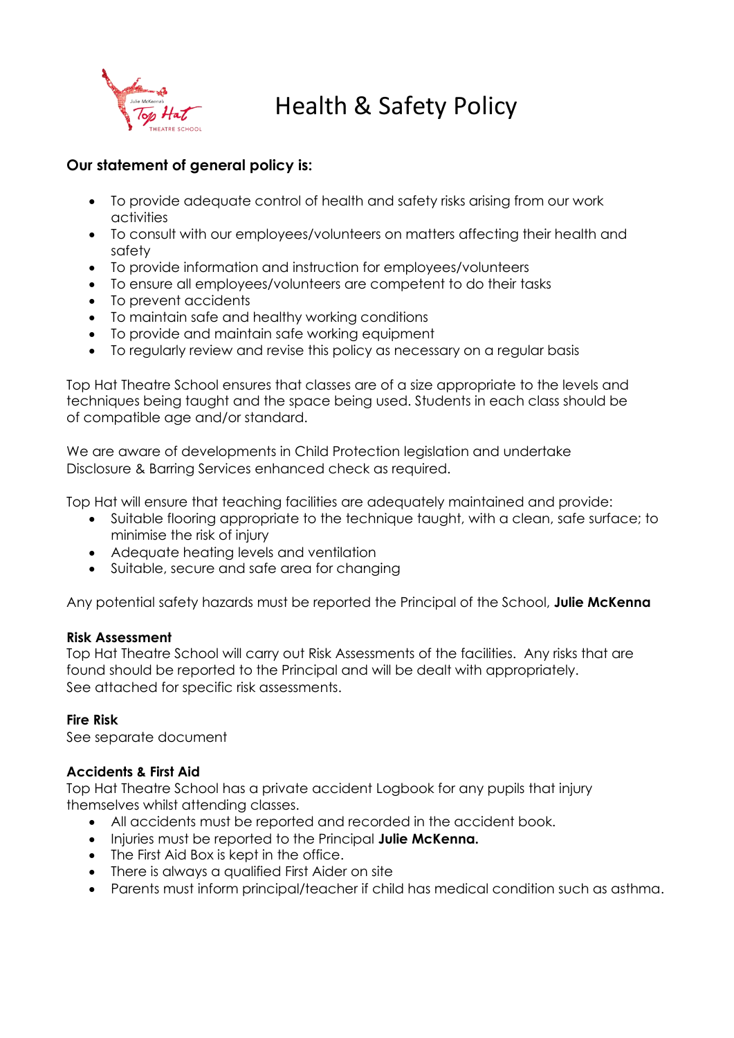# Health & Safety Policy

**Our statement of general policy is:**

- To provide adequate control of health and safety risks arising from our work activities
- To consult with our employees/volunteers on matters affecting their health and safety
- To provide information and instruction for employees/volunteers
- To ensure all employees/volunteers are competent to do their tasks
- To prevent accidents
- To maintain safe and healthy working conditions
- To provide and maintain safe working equipment
- To regularly review and revise this policy as necessary on a regular basis

Top Hat Theatre School ensures that classes are of a size appropriate to the levels and techniques being taught and the space being used. Students in each class should be of compatible age and/or standard.

We are aware of developments in Child Protection legislation and undertake Disclosure & Barring Services enhanced check as required.

Top Hat will ensure that teaching facilities are adequately maintained and provide:

- Suitable flooring appropriate to the technique taught, with a clean, safe surface; to minimise the risk of injury
- Adequate heating levels and ventilation
- Suitable, secure and safe area for changing

Any potential safety hazards must be reported the Principal of the School, **Julie McKenna**

**Risk Assessment**
Top Hat Theatre School will carry out Risk Assessments of the facilities. Any risks that are found should be reported to the Principal and will be dealt with appropriately.
See attached for specific risk assessments.

**Fire Risk**
See separate document

**Accidents & First Aid**
Top Hat Theatre School has a private accident Logbook for any pupils that injury themselves whilst attending classes.

- All accidents must be reported and recorded in the accident book.
- Injuries must be reported to the Principal **Julie McKenna.**
- The First Aid Box is kept in the office.
- There is always a qualified First Aider on site
- Parents must inform principal/teacher if child has medical condition such as asthma.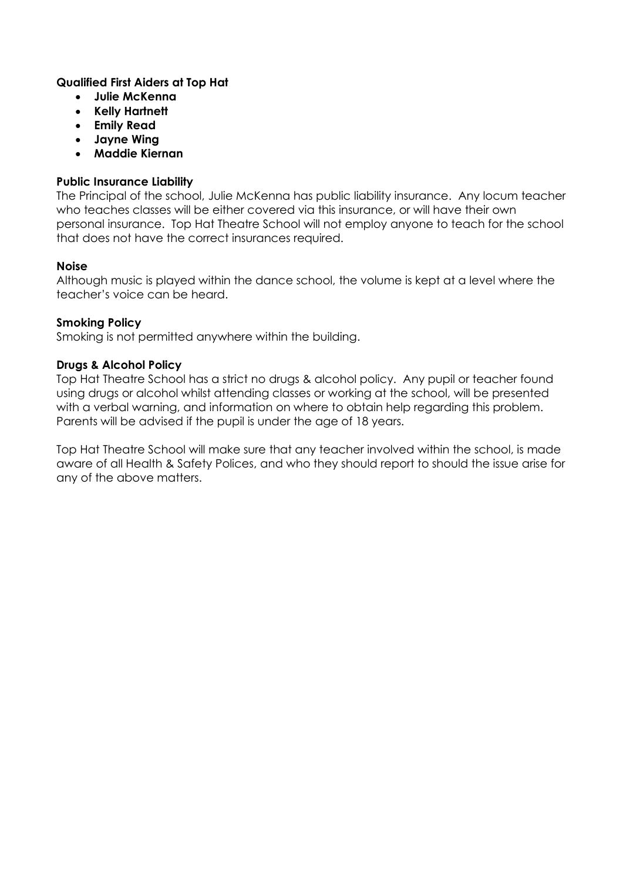**Qualified First Aiders at Top Hat**

- **Julie McKenna**
- **Kelly Hartnett**
- **Emily Read**
- **Jayne Wing**
- **Maddie Kiernan**

**Public Insurance Liability**

The Principal of the school, Julie McKenna has public liability insurance. Any locum teacher who teaches classes will be either covered via this insurance, or will have their own personal insurance. Top Hat Theatre School will not employ anyone to teach for the school that does not have the correct insurances required.

**Noise**

Although music is played within the dance school, the volume is kept at a level where the teacher's voice can be heard.

**Smoking Policy**

Smoking is not permitted anywhere within the building.

**Drugs & Alcohol Policy**

Top Hat Theatre School has a strict no drugs & alcohol policy. Any pupil or teacher found using drugs or alcohol whilst attending classes or working at the school, will be presented with a verbal warning, and information on where to obtain help regarding this problem. Parents will be advised if the pupil is under the age of 18 years.

Top Hat Theatre School will make sure that any teacher involved within the school, is made aware of all Health & Safety Polices, and who they should report to should the issue arise for any of the above matters.